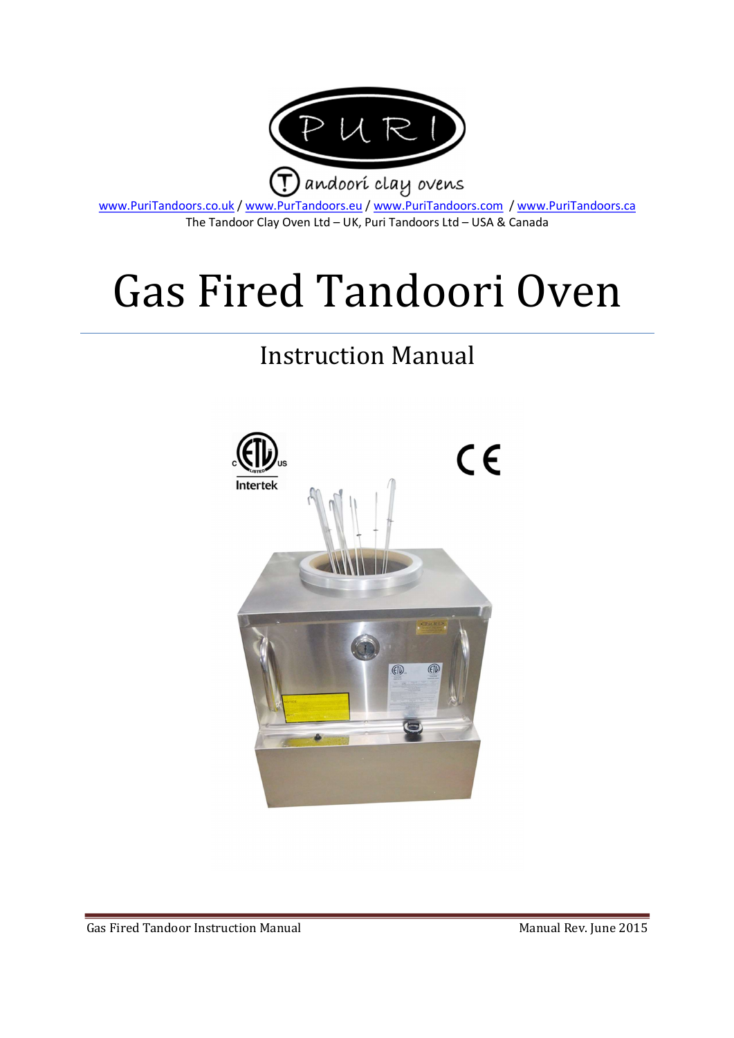PURI

Tandoori clay ovens

www.PuriTandoors.co.uk / www.PurTandoors.eu / www.PuriTandoors.com / www.PuriTandoors.ca

The Tandoor Clay Oven Ltd – UK, Puri Tandoors Ltd – USA & Canada

# Gas Fired Tandoori Oven

## Instruction Manual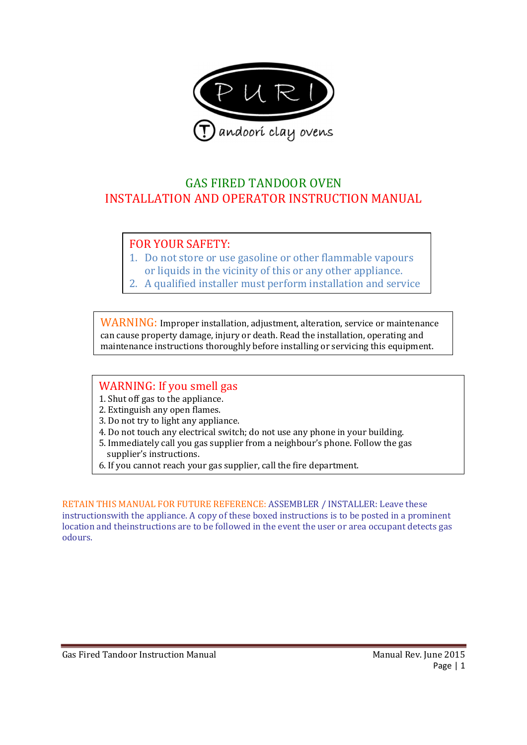PURI

Tandoori clay ovens

# GAS FIRED TANDOOR OVEN
# INSTALLATION AND OPERATOR INSTRUCTION MANUAL

**FOR YOUR SAFETY:**

1. Do not store or use gasoline or other flammable vapours or liquids in the vicinity of this or any other appliance.
2. A qualified installer must perform installation and service

**WARNING:** Improper installation, adjustment, alteration, service or maintenance can cause property damage, injury or death. Read the installation, operating and maintenance instructions thoroughly before installing or servicing this equipment.

**WARNING: If you smell gas**

1. Shut off gas to the appliance.
2. Extinguish any open flames.
3. Do not try to light any appliance.
4. Do not touch any electrical switch; do not use any phone in your building.
5. Immediately call you gas supplier from a neighbour's phone. Follow the gas supplier's instructions.
6. If you cannot reach your gas supplier, call the fire department.

RETAIN THIS MANUAL FOR FUTURE REFERENCE: ASSEMBLER / INSTALLER: Leave these instructionswith the appliance. A copy of these boxed instructions is to be posted in a prominent location and theinstructions are to be followed in the event the user or area occupant detects gas odours.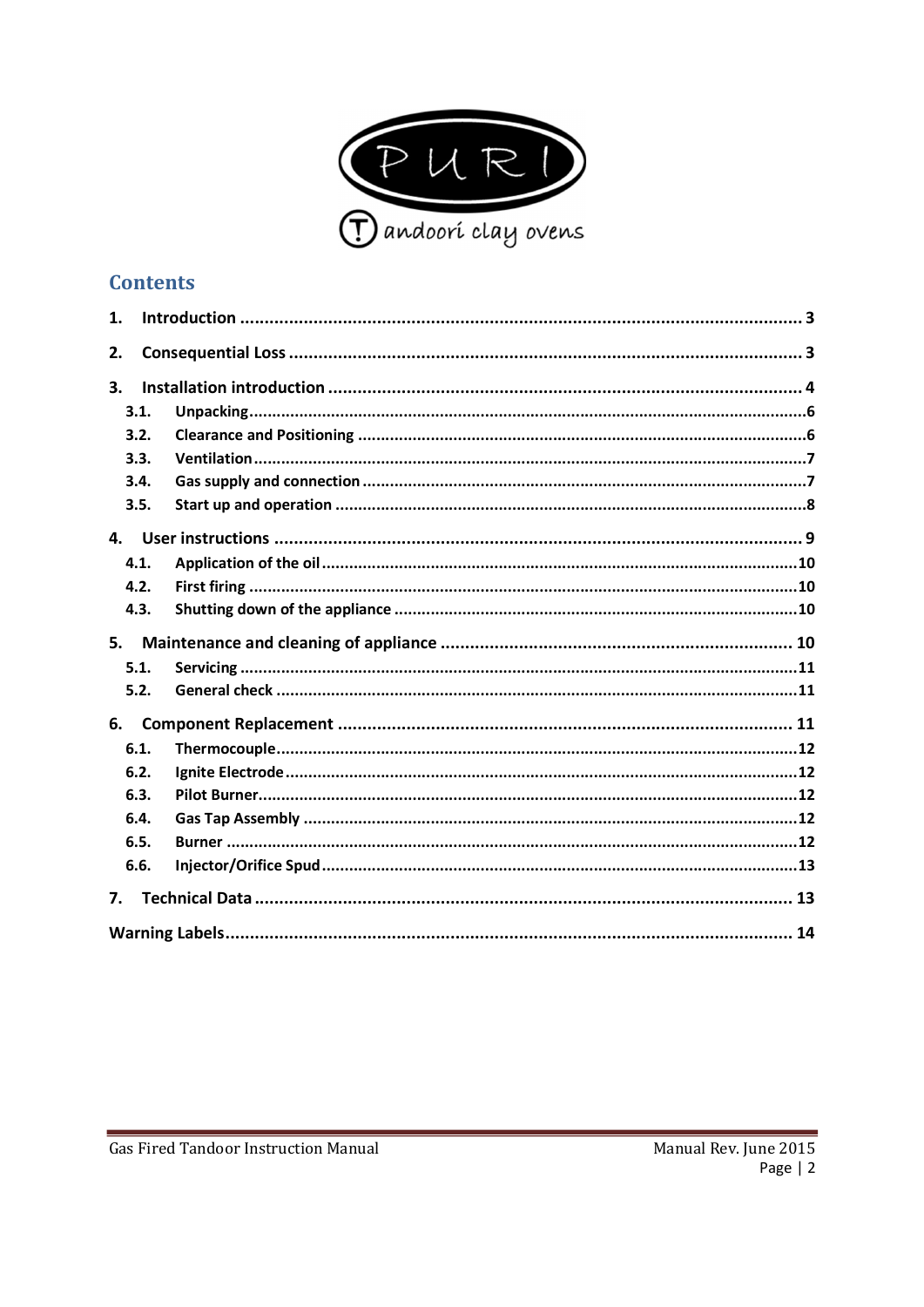PURI

Tandoori clay ovens

## Contents

1. Introduction ........................................................ 3
2. Consequential Loss ........................................................ 3
3. Installation introduction ........................................................ 4
   - 3.1. Unpacking ........................................................ 6
   - 3.2. Clearance and Positioning ........................................................ 6
   - 3.3. Ventilation ........................................................ 7
   - 3.4. Gas supply and connection ........................................................ 7
   - 3.5. Start up and operation ........................................................ 8
4. User instructions ........................................................ 9
   - 4.1. Application of the oil ........................................................ 10
   - 4.2. First firing ........................................................ 10
   - 4.3. Shutting down of the appliance ........................................................ 10
5. Maintenance and cleaning of appliance ........................................................ 10
   - 5.1. Servicing ........................................................ 11
   - 5.2. General check ........................................................ 11
6. Component Replacement ........................................................ 11
   - 6.1. Thermocouple ........................................................ 12
   - 6.2. Ignite Electrode ........................................................ 12
   - 6.3. Pilot Burner ........................................................ 12
   - 6.4. Gas Tap Assembly ........................................................ 12
   - 6.5. Burner ........................................................ 12
   - 6.6. Injector/Orifice Spud ........................................................ 13
7. Technical Data ........................................................ 13

Warning Labels ........................................................ 14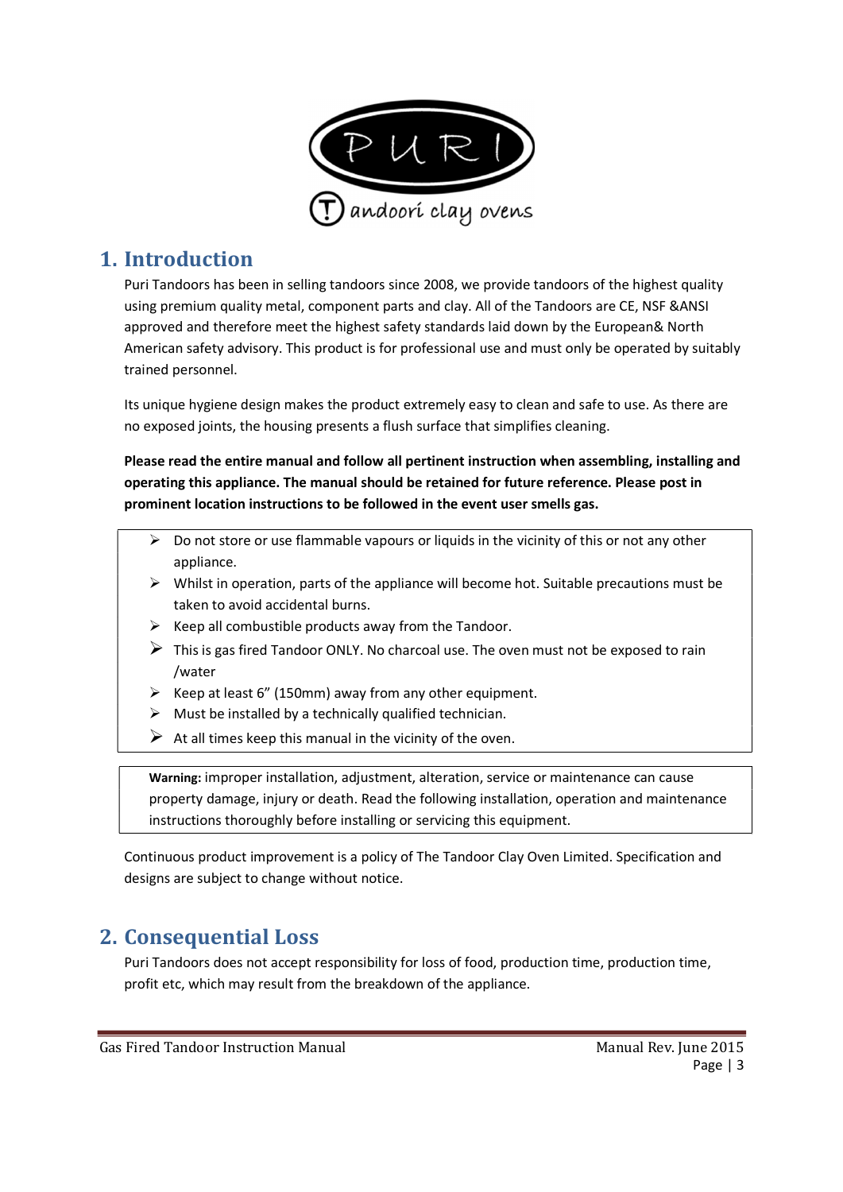PURI

Tandoori clay ovens

## 1. Introduction

Puri Tandoors has been in selling tandoors since 2008, we provide tandoors of the highest quality using premium quality metal, component parts and clay. All of the Tandoors are CE, NSF &ANSI approved and therefore meet the highest safety standards laid down by the European& North American safety advisory. This product is for professional use and must only be operated by suitably trained personnel.

Its unique hygiene design makes the product extremely easy to clean and safe to use. As there are no exposed joints, the housing presents a flush surface that simplifies cleaning.

**Please read the entire manual and follow all pertinent instruction when assembling, installing and operating this appliance. The manual should be retained for future reference. Please post in prominent location instructions to be followed in the event user smells gas.**

- Do not store or use flammable vapours or liquids in the vicinity of this or not any other appliance.
- Whilst in operation, parts of the appliance will become hot. Suitable precautions must be taken to avoid accidental burns.
- Keep all combustible products away from the Tandoor.
- This is gas fired Tandoor ONLY. No charcoal use. The oven must not be exposed to rain /water
- Keep at least 6" (150mm) away from any other equipment.
- Must be installed by a technically qualified technician.
- At all times keep this manual in the vicinity of the oven.

**Warning:** improper installation, adjustment, alteration, service or maintenance can cause property damage, injury or death. Read the following installation, operation and maintenance instructions thoroughly before installing or servicing this equipment.

Continuous product improvement is a policy of The Tandoor Clay Oven Limited. Specification and designs are subject to change without notice.

## 2. Consequential Loss

Puri Tandoors does not accept responsibility for loss of food, production time, production time, profit etc, which may result from the breakdown of the appliance.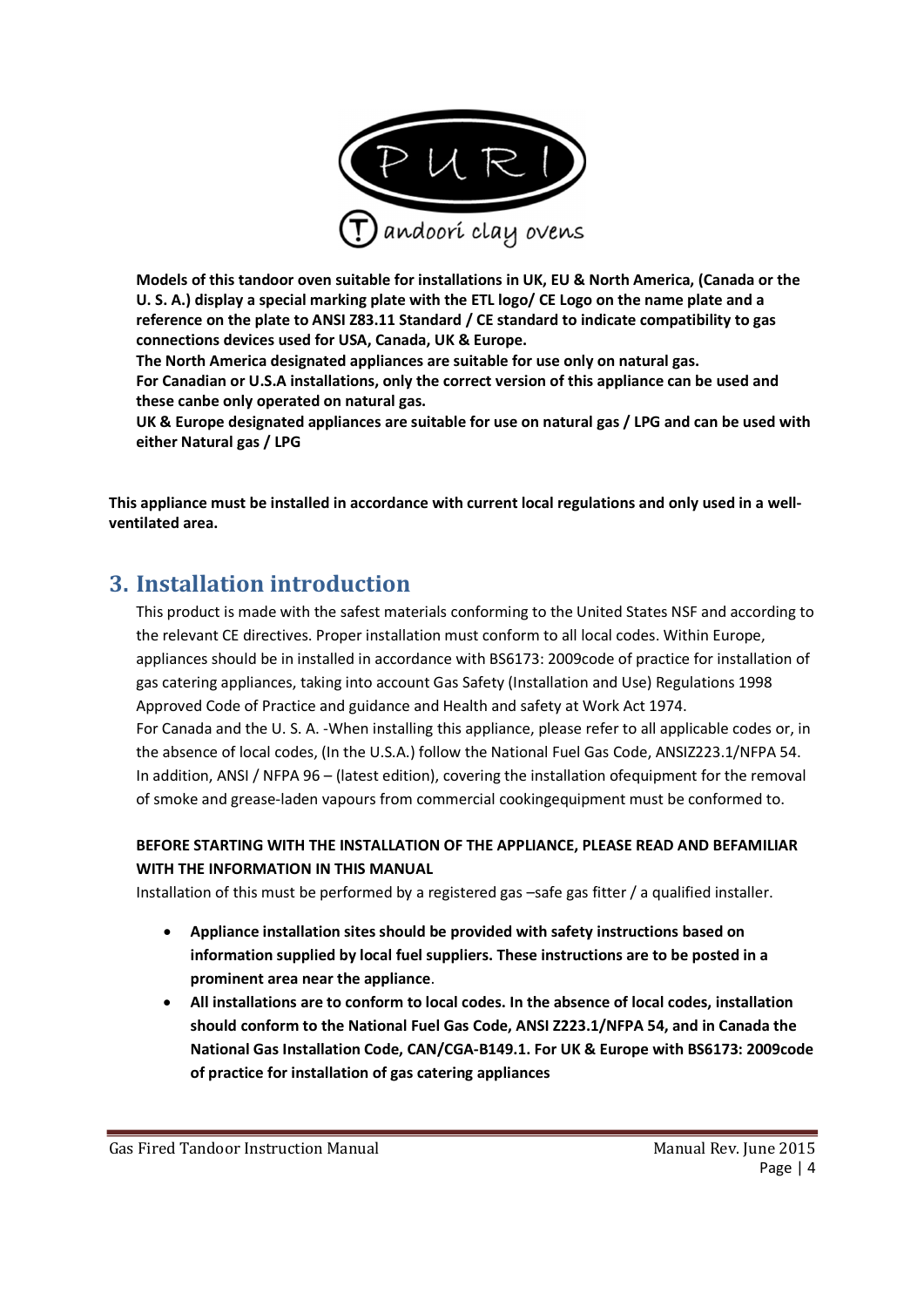Models of this tandoor oven suitable for installations in UK, EU & North America, (Canada or the U. S. A.) display a special marking plate with the ETL logo/ CE Logo on the name plate and a reference on the plate to ANSI Z83.11 Standard / CE standard to indicate compatibility to gas connections devices used for USA, Canada, UK & Europe.
**The North America designated appliances are suitable for use only on natural gas.**
**For Canadian or U.S.A installations, only the correct version of this appliance can be used and these canbe only operated on natural gas.**
**UK & Europe designated appliances are suitable for use on natural gas / LPG and can be used with either Natural gas / LPG**

**This appliance must be installed in accordance with current local regulations and only used in a well-ventilated area.**

## 3. Installation introduction

This product is made with the safest materials conforming to the United States NSF and according to the relevant CE directives. Proper installation must conform to all local codes. Within Europe, appliances should be in installed in accordance with BS6173: 2009code of practice for installation of gas catering appliances, taking into account Gas Safety (Installation and Use) Regulations 1998 Approved Code of Practice and guidance and Health and safety at Work Act 1974.
For Canada and the U. S. A. -When installing this appliance, please refer to all applicable codes or, in the absence of local codes, (In the U.S.A.) follow the National Fuel Gas Code, ANSIZ223.1/NFPA 54. In addition, ANSI / NFPA 96 – (latest edition), covering the installation ofequipment for the removal of smoke and grease-laden vapours from commercial cookingequipment must be conformed to.

**BEFORE STARTING WITH THE INSTALLATION OF THE APPLIANCE, PLEASE READ AND BEFAMILIAR WITH THE INFORMATION IN THIS MANUAL**
Installation of this must be performed by a registered gas –safe gas fitter / a qualified installer.

- **Appliance installation sites should be provided with safety instructions based on information supplied by local fuel suppliers. These instructions are to be posted in a prominent area near the appliance**.
- **All installations are to conform to local codes. In the absence of local codes, installation should conform to the National Fuel Gas Code, ANSI Z223.1/NFPA 54, and in Canada the National Gas Installation Code, CAN/CGA-B149.1. For UK & Europe with BS6173: 2009code of practice for installation of gas catering appliances**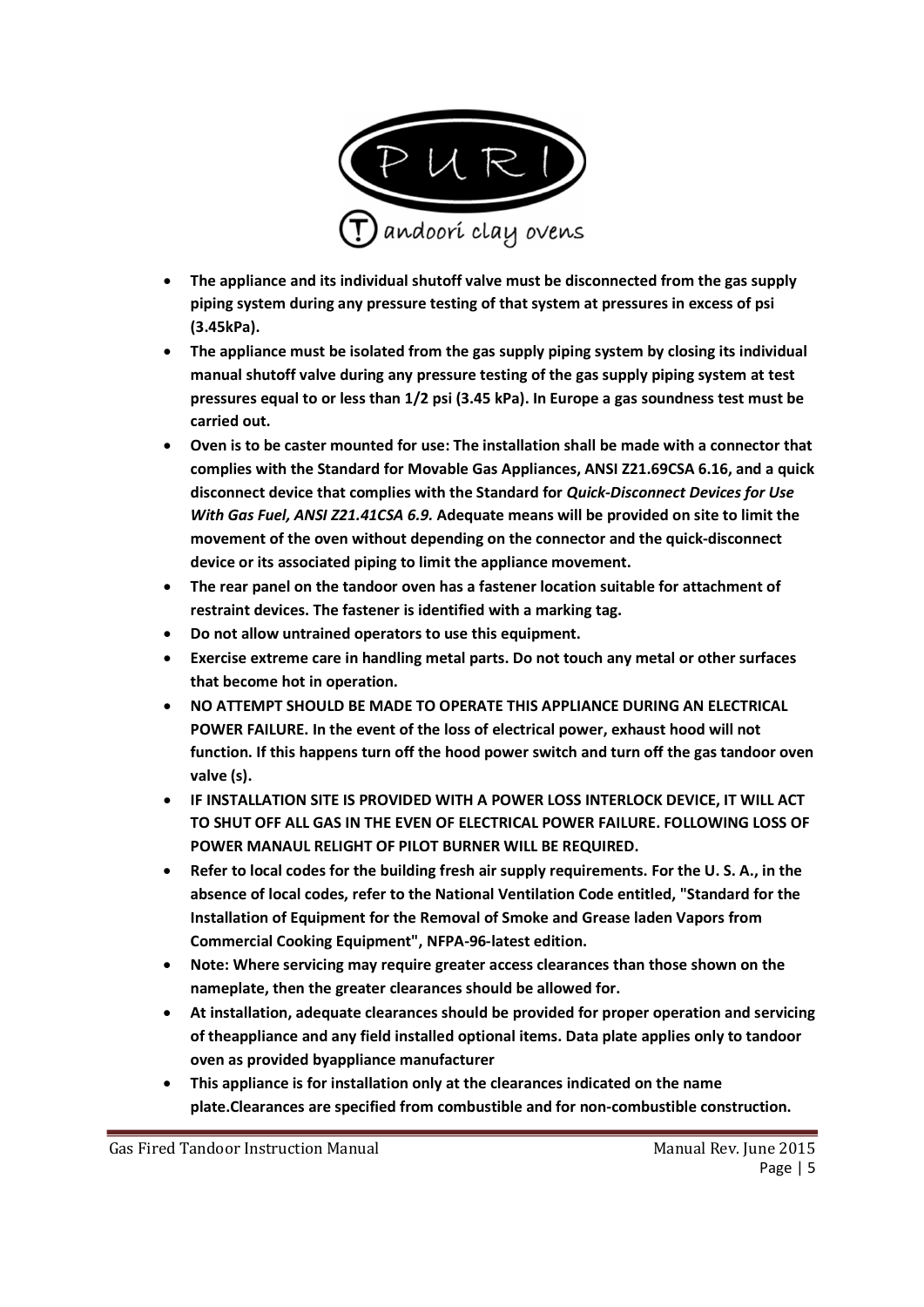- **The appliance and its individual shutoff valve must be disconnected from the gas supply piping system during any pressure testing of that system at pressures in excess of psi (3.45kPa).**
- **The appliance must be isolated from the gas supply piping system by closing its individual manual shutoff valve during any pressure testing of the gas supply piping system at test pressures equal to or less than 1/2 psi (3.45 kPa). In Europe a gas soundness test must be carried out.**
- **Oven is to be caster mounted for use: The installation shall be made with a connector that complies with the Standard for Movable Gas Appliances, ANSI Z21.69CSA 6.16, and a quick disconnect device that complies with the Standard for *Quick-Disconnect Devices for Use With Gas Fuel, ANSI Z21.41CSA 6.9.* Adequate means will be provided on site to limit the movement of the oven without depending on the connector and the quick-disconnect device or its associated piping to limit the appliance movement.**
- **The rear panel on the tandoor oven has a fastener location suitable for attachment of restraint devices. The fastener is identified with a marking tag.**
- **Do not allow untrained operators to use this equipment.**
- **Exercise extreme care in handling metal parts. Do not touch any metal or other surfaces that become hot in operation.**
- **NO ATTEMPT SHOULD BE MADE TO OPERATE THIS APPLIANCE DURING AN ELECTRICAL POWER FAILURE. In the event of the loss of electrical power, exhaust hood will not function. If this happens turn off the hood power switch and turn off the gas tandoor oven valve (s).**
- **IF INSTALLATION SITE IS PROVIDED WITH A POWER LOSS INTERLOCK DEVICE, IT WILL ACT TO SHUT OFF ALL GAS IN THE EVEN OF ELECTRICAL POWER FAILURE. FOLLOWING LOSS OF POWER MANAUL RELIGHT OF PILOT BURNER WILL BE REQUIRED.**
- **Refer to local codes for the building fresh air supply requirements. For the U. S. A., in the absence of local codes, refer to the National Ventilation Code entitled, "Standard for the Installation of Equipment for the Removal of Smoke and Grease laden Vapors from Commercial Cooking Equipment", NFPA-96-latest edition.**
- **Note: Where servicing may require greater access clearances than those shown on the nameplate, then the greater clearances should be allowed for.**
- **At installation, adequate clearances should be provided for proper operation and servicing of theappliance and any field installed optional items. Data plate applies only to tandoor oven as provided byappliance manufacturer**
- **This appliance is for installation only at the clearances indicated on the name plate.Clearances are specified from combustible and for non-combustible construction.**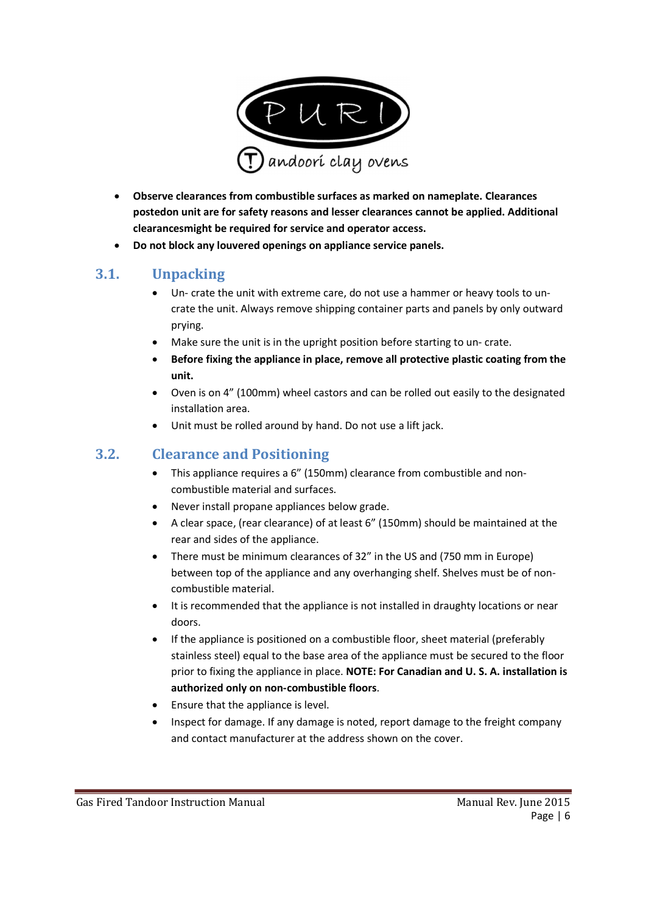PURI

Tandoori clay ovens

- **Observe clearances from combustible surfaces as marked on nameplate. Clearances postedon unit are for safety reasons and lesser clearances cannot be applied. Additional clearancesmight be required for service and operator access.**
- **Do not block any louvered openings on appliance service panels.**

## 3.1. Unpacking

- Un- crate the unit with extreme care, do not use a hammer or heavy tools to un- crate the unit. Always remove shipping container parts and panels by only outward prying.
- Make sure the unit is in the upright position before starting to un- crate.
- **Before fixing the appliance in place, remove all protective plastic coating from the unit.**
- Oven is on 4" (100mm) wheel castors and can be rolled out easily to the designated installation area.
- Unit must be rolled around by hand. Do not use a lift jack.

## 3.2. Clearance and Positioning

- This appliance requires a 6" (150mm) clearance from combustible and non-combustible material and surfaces.
- Never install propane appliances below grade.
- A clear space, (rear clearance) of at least 6" (150mm) should be maintained at the rear and sides of the appliance.
- There must be minimum clearances of 32" in the US and (750 mm in Europe) between top of the appliance and any overhanging shelf. Shelves must be of non-combustible material.
- It is recommended that the appliance is not installed in draughty locations or near doors.
- If the appliance is positioned on a combustible floor, sheet material (preferably stainless steel) equal to the base area of the appliance must be secured to the floor prior to fixing the appliance in place. **NOTE: For Canadian and U. S. A. installation is authorized only on non-combustible floors**.
- Ensure that the appliance is level.
- Inspect for damage. If any damage is noted, report damage to the freight company and contact manufacturer at the address shown on the cover.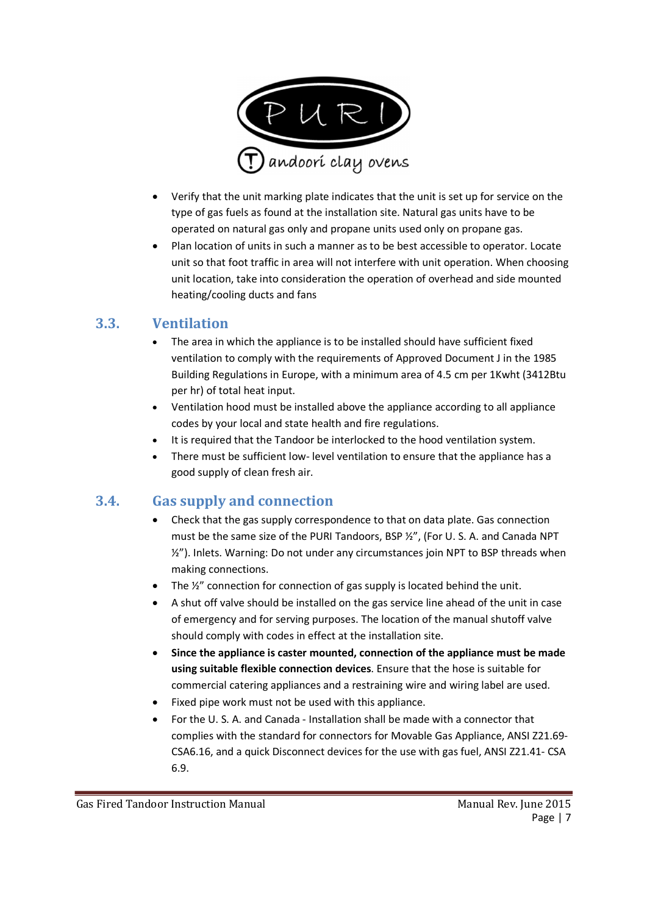- Verify that the unit marking plate indicates that the unit is set up for service on the type of gas fuels as found at the installation site. Natural gas units have to be operated on natural gas only and propane units used only on propane gas.
- Plan location of units in such a manner as to be best accessible to operator. Locate unit so that foot traffic in area will not interfere with unit operation. When choosing unit location, take into consideration the operation of overhead and side mounted heating/cooling ducts and fans

## 3.3. Ventilation

- The area in which the appliance is to be installed should have sufficient fixed ventilation to comply with the requirements of Approved Document J in the 1985 Building Regulations in Europe, with a minimum area of 4.5 cm per 1Kwht (3412Btu per hr) of total heat input.
- Ventilation hood must be installed above the appliance according to all appliance codes by your local and state health and fire regulations.
- It is required that the Tandoor be interlocked to the hood ventilation system.
- There must be sufficient low- level ventilation to ensure that the appliance has a good supply of clean fresh air.

## 3.4. Gas supply and connection

- Check that the gas supply correspondence to that on data plate. Gas connection must be the same size of the PURI Tandoors, BSP ½", (For U. S. A. and Canada NPT ½"). Inlets. Warning: Do not under any circumstances join NPT to BSP threads when making connections.
- The ½" connection for connection of gas supply is located behind the unit.
- A shut off valve should be installed on the gas service line ahead of the unit in case of emergency and for serving purposes. The location of the manual shutoff valve should comply with codes in effect at the installation site.
- **Since the appliance is caster mounted, connection of the appliance must be made using suitable flexible connection devices**. Ensure that the hose is suitable for commercial catering appliances and a restraining wire and wiring label are used.
- Fixed pipe work must not be used with this appliance.
- For the U. S. A. and Canada - Installation shall be made with a connector that complies with the standard for connectors for Movable Gas Appliance, ANSI Z21.69-CSA6.16, and a quick Disconnect devices for the use with gas fuel, ANSI Z21.41- CSA 6.9.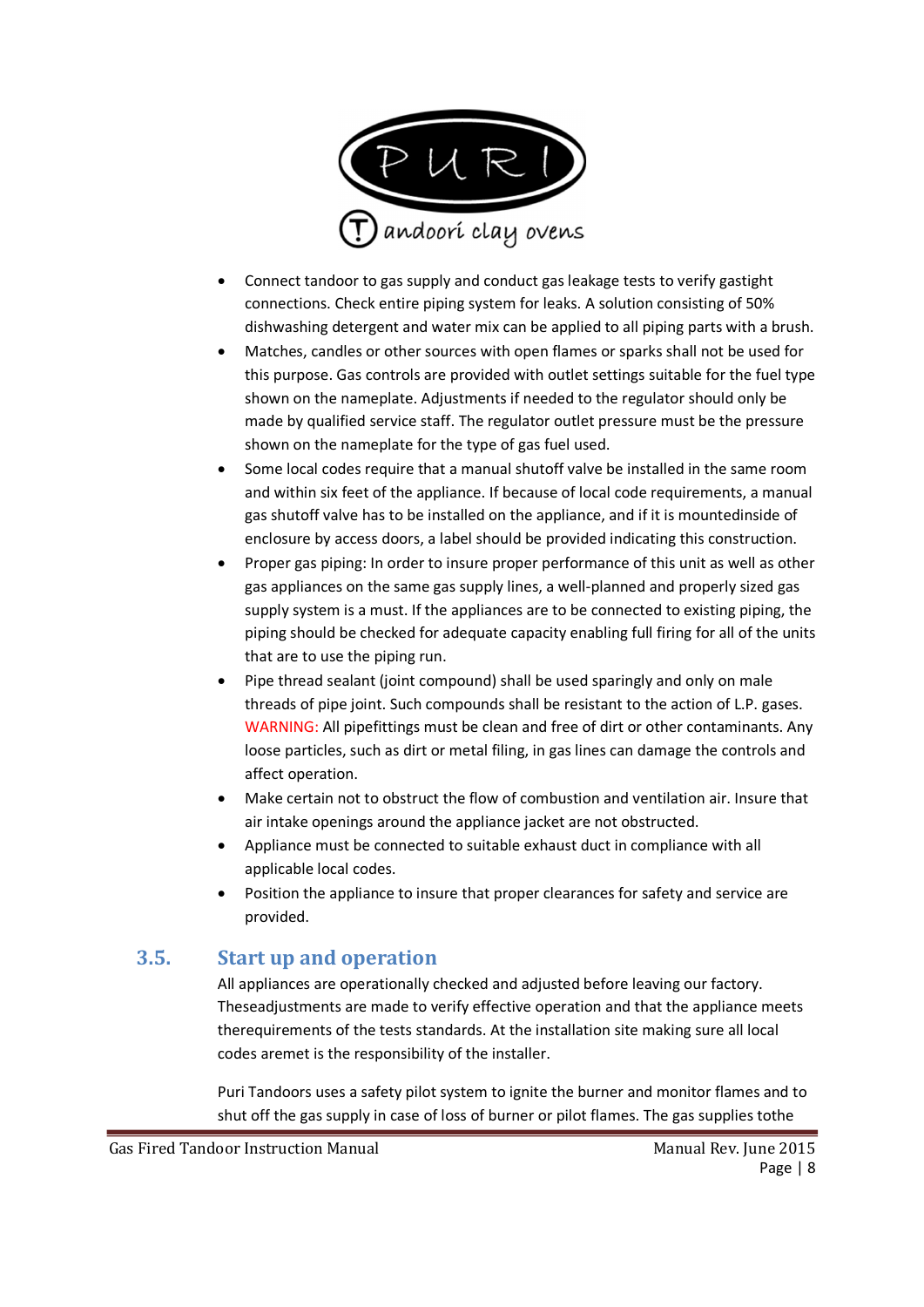- Connect tandoor to gas supply and conduct gas leakage tests to verify gastight connections. Check entire piping system for leaks. A solution consisting of 50% dishwashing detergent and water mix can be applied to all piping parts with a brush.
- Matches, candles or other sources with open flames or sparks shall not be used for this purpose. Gas controls are provided with outlet settings suitable for the fuel type shown on the nameplate. Adjustments if needed to the regulator should only be made by qualified service staff. The regulator outlet pressure must be the pressure shown on the nameplate for the type of gas fuel used.
- Some local codes require that a manual shutoff valve be installed in the same room and within six feet of the appliance. If because of local code requirements, a manual gas shutoff valve has to be installed on the appliance, and if it is mountedinside of enclosure by access doors, a label should be provided indicating this construction.
- Proper gas piping: In order to insure proper performance of this unit as well as other gas appliances on the same gas supply lines, a well-planned and properly sized gas supply system is a must. If the appliances are to be connected to existing piping, the piping should be checked for adequate capacity enabling full firing for all of the units that are to use the piping run.
- Pipe thread sealant (joint compound) shall be used sparingly and only on male threads of pipe joint. Such compounds shall be resistant to the action of L.P. gases. WARNING: All pipefittings must be clean and free of dirt or other contaminants. Any loose particles, such as dirt or metal filing, in gas lines can damage the controls and affect operation.
- Make certain not to obstruct the flow of combustion and ventilation air. Insure that air intake openings around the appliance jacket are not obstructed.
- Appliance must be connected to suitable exhaust duct in compliance with all applicable local codes.
- Position the appliance to insure that proper clearances for safety and service are provided.

## 3.5. Start up and operation

All appliances are operationally checked and adjusted before leaving our factory. Theseadjustments are made to verify effective operation and that the appliance meets therequirements of the tests standards. At the installation site making sure all local codes aremet is the responsibility of the installer.

Puri Tandoors uses a safety pilot system to ignite the burner and monitor flames and to shut off the gas supply in case of loss of burner or pilot flames. The gas supplies tothe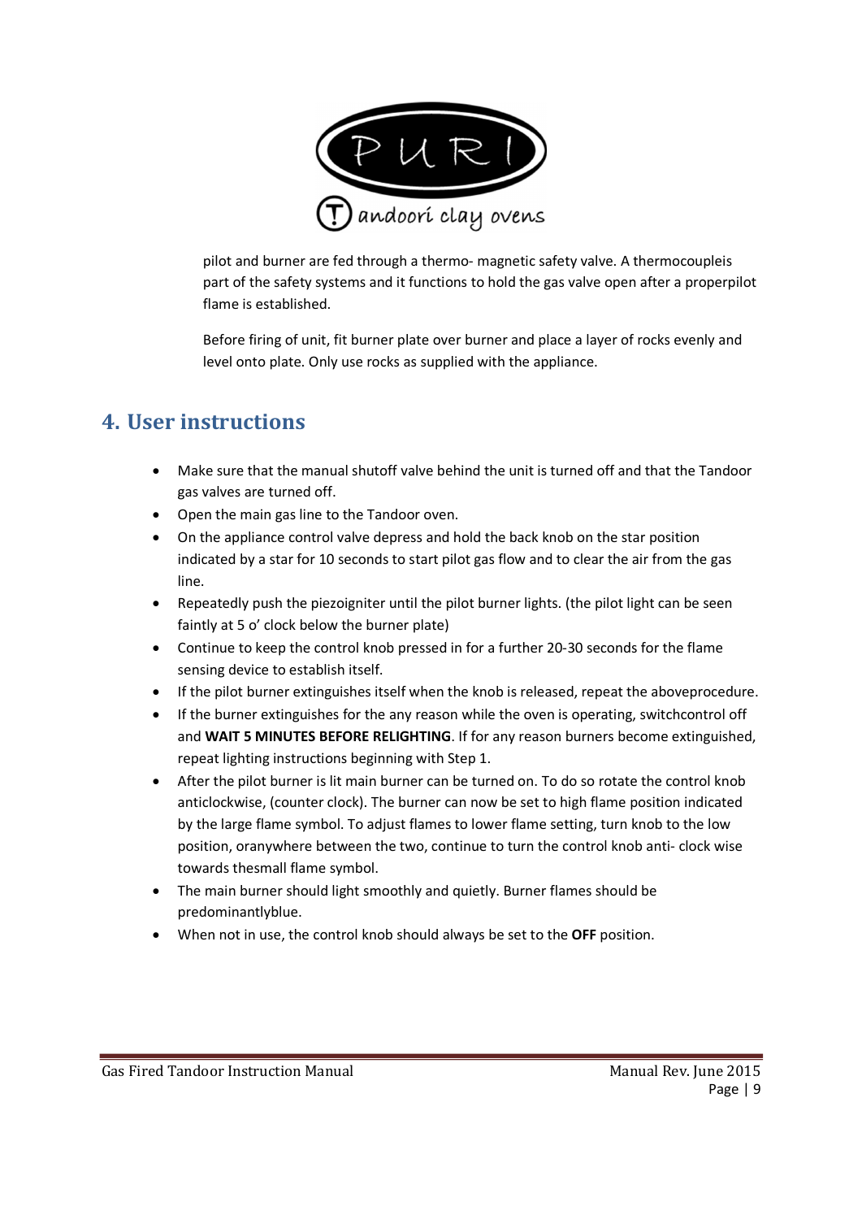pilot and burner are fed through a thermo- magnetic safety valve. A thermocoupleis part of the safety systems and it functions to hold the gas valve open after a properpilot flame is established.

Before firing of unit, fit burner plate over burner and place a layer of rocks evenly and level onto plate. Only use rocks as supplied with the appliance.

## 4. User instructions

- Make sure that the manual shutoff valve behind the unit is turned off and that the Tandoor gas valves are turned off.
- Open the main gas line to the Tandoor oven.
- On the appliance control valve depress and hold the back knob on the star position indicated by a star for 10 seconds to start pilot gas flow and to clear the air from the gas line.
- Repeatedly push the piezoigniter until the pilot burner lights. (the pilot light can be seen faintly at 5 o' clock below the burner plate)
- Continue to keep the control knob pressed in for a further 20-30 seconds for the flame sensing device to establish itself.
- If the pilot burner extinguishes itself when the knob is released, repeat the aboveprocedure.
- If the burner extinguishes for the any reason while the oven is operating, switchcontrol off and **WAIT 5 MINUTES BEFORE RELIGHTING**. If for any reason burners become extinguished, repeat lighting instructions beginning with Step 1.
- After the pilot burner is lit main burner can be turned on. To do so rotate the control knob anticlockwise, (counter clock). The burner can now be set to high flame position indicated by the large flame symbol. To adjust flames to lower flame setting, turn knob to the low position, oranywhere between the two, continue to turn the control knob anti- clock wise towards thesmall flame symbol.
- The main burner should light smoothly and quietly. Burner flames should be predominantlyblue.
- When not in use, the control knob should always be set to the **OFF** position.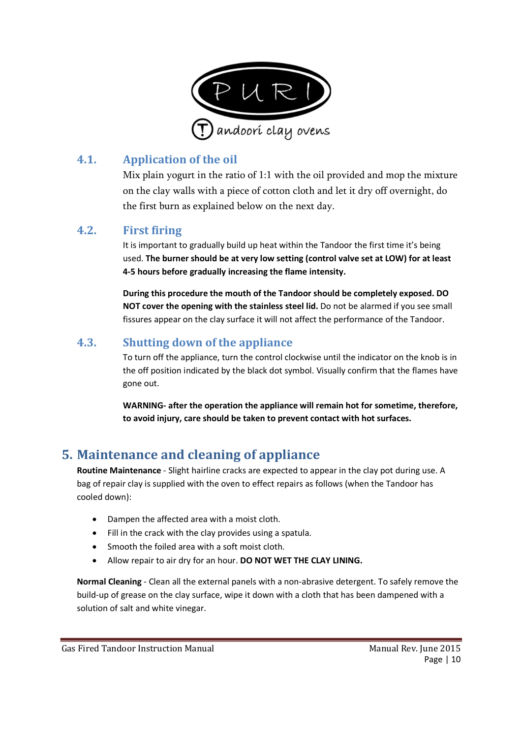### 4.1. Application of the oil

Mix plain yogurt in the ratio of 1:1 with the oil provided and mop the mixture on the clay walls with a piece of cotton cloth and let it dry off overnight, do the first burn as explained below on the next day.

### 4.2. First firing

It is important to gradually build up heat within the Tandoor the first time it's being used. **The burner should be at very low setting (control valve set at LOW) for at least 4-5 hours before gradually increasing the flame intensity.**

**During this procedure the mouth of the Tandoor should be completely exposed. DO NOT cover the opening with the stainless steel lid.** Do not be alarmed if you see small fissures appear on the clay surface it will not affect the performance of the Tandoor.

### 4.3. Shutting down of the appliance

To turn off the appliance, turn the control clockwise until the indicator on the knob is in the off position indicated by the black dot symbol. Visually confirm that the flames have gone out.

**WARNING- after the operation the appliance will remain hot for sometime, therefore, to avoid injury, care should be taken to prevent contact with hot surfaces.**

## 5. Maintenance and cleaning of appliance

**Routine Maintenance** - Slight hairline cracks are expected to appear in the clay pot during use. A bag of repair clay is supplied with the oven to effect repairs as follows (when the Tandoor has cooled down):

- Dampen the affected area with a moist cloth.
- Fill in the crack with the clay provides using a spatula.
- Smooth the foiled area with a soft moist cloth.
- Allow repair to air dry for an hour. **DO NOT WET THE CLAY LINING.**

**Normal Cleaning** - Clean all the external panels with a non-abrasive detergent. To safely remove the build-up of grease on the clay surface, wipe it down with a cloth that has been dampened with a solution of salt and white vinegar.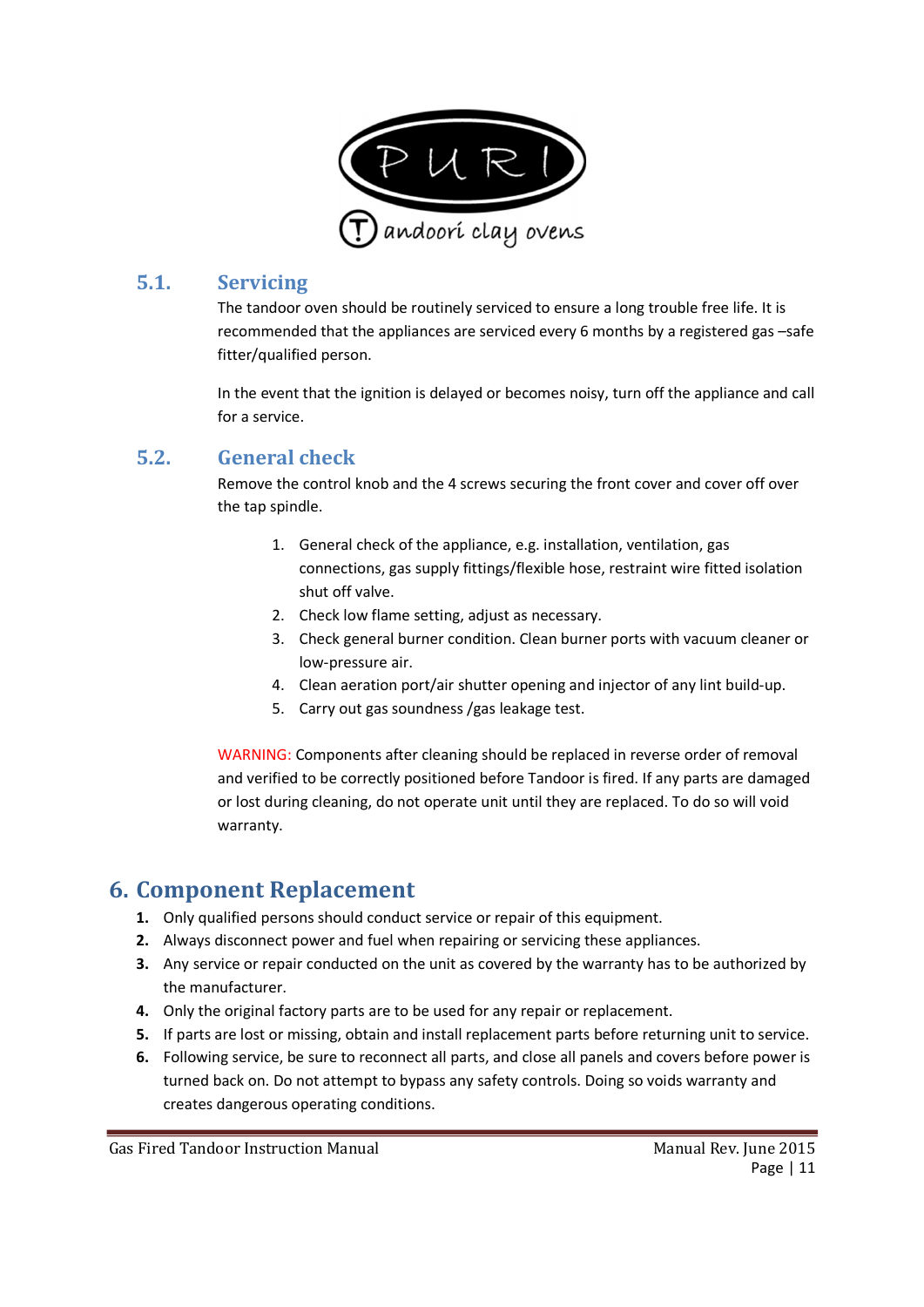### 5.1. Servicing

The tandoor oven should be routinely serviced to ensure a long trouble free life. It is recommended that the appliances are serviced every 6 months by a registered gas –safe fitter/qualified person.

In the event that the ignition is delayed or becomes noisy, turn off the appliance and call for a service.

### 5.2. General check

Remove the control knob and the 4 screws securing the front cover and cover off over the tap spindle.

1. General check of the appliance, e.g. installation, ventilation, gas connections, gas supply fittings/flexible hose, restraint wire fitted isolation shut off valve.
2. Check low flame setting, adjust as necessary.
3. Check general burner condition. Clean burner ports with vacuum cleaner or low-pressure air.
4. Clean aeration port/air shutter opening and injector of any lint build-up.
5. Carry out gas soundness /gas leakage test.

WARNING: Components after cleaning should be replaced in reverse order of removal and verified to be correctly positioned before Tandoor is fired. If any parts are damaged or lost during cleaning, do not operate unit until they are replaced. To do so will void warranty.

# 6. Component Replacement

1. Only qualified persons should conduct service or repair of this equipment.
2. Always disconnect power and fuel when repairing or servicing these appliances.
3. Any service or repair conducted on the unit as covered by the warranty has to be authorized by the manufacturer.
4. Only the original factory parts are to be used for any repair or replacement.
5. If parts are lost or missing, obtain and install replacement parts before returning unit to service.
6. Following service, be sure to reconnect all parts, and close all panels and covers before power is turned back on. Do not attempt to bypass any safety controls. Doing so voids warranty and creates dangerous operating conditions.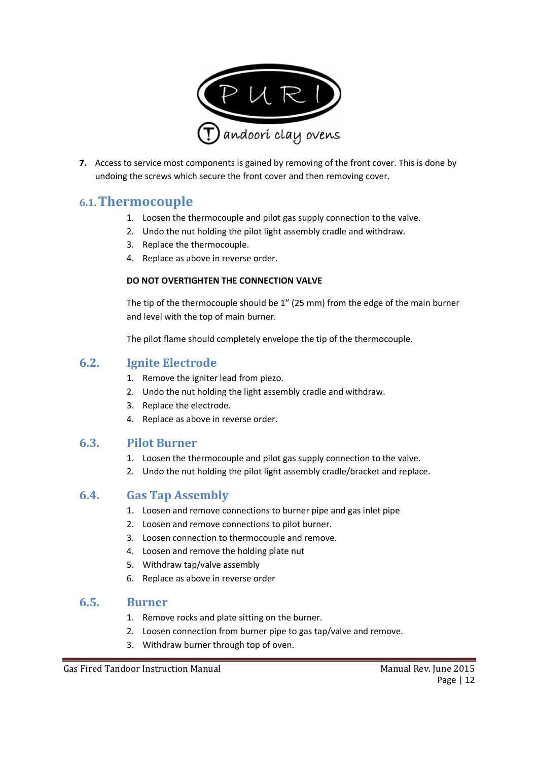7. Access to service most components is gained by removing of the front cover. This is done by undoing the screws which secure the front cover and then removing cover.

## 6.1. Thermocouple

1. Loosen the thermocouple and pilot gas supply connection to the valve.
2. Undo the nut holding the pilot light assembly cradle and withdraw.
3. Replace the thermocouple.
4. Replace as above in reverse order.

**DO NOT OVERTIGHTEN THE CONNECTION VALVE**

The tip of the thermocouple should be 1" (25 mm) from the edge of the main burner and level with the top of main burner.

The pilot flame should completely envelope the tip of the thermocouple.

## 6.2. Ignite Electrode

1. Remove the igniter lead from piezo.
2. Undo the nut holding the light assembly cradle and withdraw.
3. Replace the electrode.
4. Replace as above in reverse order.

## 6.3. Pilot Burner

1. Loosen the thermocouple and pilot gas supply connection to the valve.
2. Undo the nut holding the pilot light assembly cradle/bracket and replace.

## 6.4. Gas Tap Assembly

1. Loosen and remove connections to burner pipe and gas inlet pipe
2. Loosen and remove connections to pilot burner.
3. Loosen connection to thermocouple and remove.
4. Loosen and remove the holding plate nut
5. Withdraw tap/valve assembly
6. Replace as above in reverse order

## 6.5. Burner

1. Remove rocks and plate sitting on the burner.
2. Loosen connection from burner pipe to gas tap/valve and remove.
3. Withdraw burner through top of oven.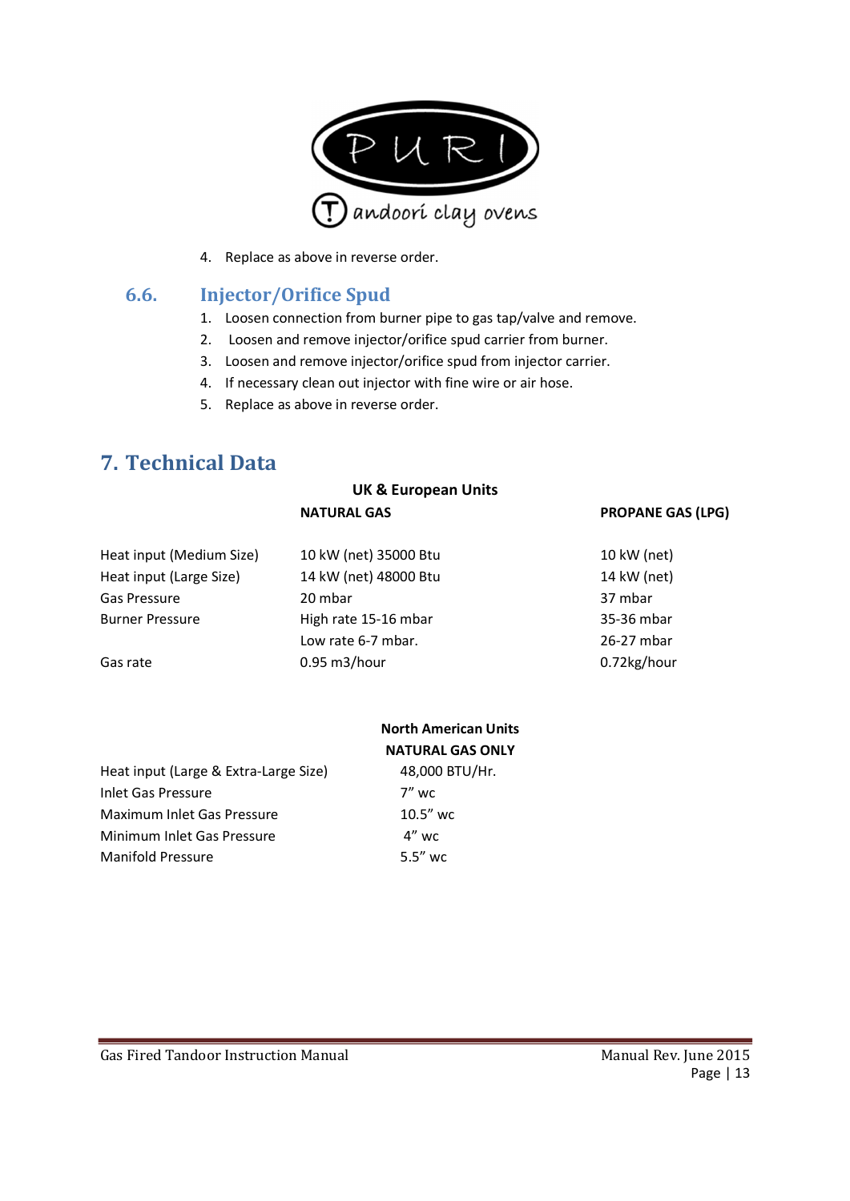4. Replace as above in reverse order.

### 6.6. Injector/Orifice Spud

1. Loosen connection from burner pipe to gas tap/valve and remove.
2. Loosen and remove injector/orifice spud carrier from burner.
3. Loosen and remove injector/orifice spud from injector carrier.
4. If necessary clean out injector with fine wire or air hose.
5. Replace as above in reverse order.

## 7. Technical Data

**UK & European Units**

| | NATURAL GAS | PROPANE GAS (LPG) |
|---|---|---|
| Heat input (Medium Size) | 10 kW (net) 35000 Btu | 10 kW (net) |
| Heat input (Large Size) | 14 kW (net) 48000 Btu | 14 kW (net) |
| Gas Pressure | 20 mbar | 37 mbar |
| Burner Pressure | High rate 15-16 mbar | 35-36 mbar |
| | Low rate 6-7 mbar. | 26-27 mbar |
| Gas rate | 0.95 m3/hour | 0.72kg/hour |

**North American Units**

| | NATURAL GAS ONLY |
|---|---|
| Heat input (Large & Extra-Large Size) | 48,000 BTU/Hr. |
| Inlet Gas Pressure | 7" wc |
| Maximum Inlet Gas Pressure | 10.5" wc |
| Minimum Inlet Gas Pressure | 4" wc |
| Manifold Pressure | 5.5" wc |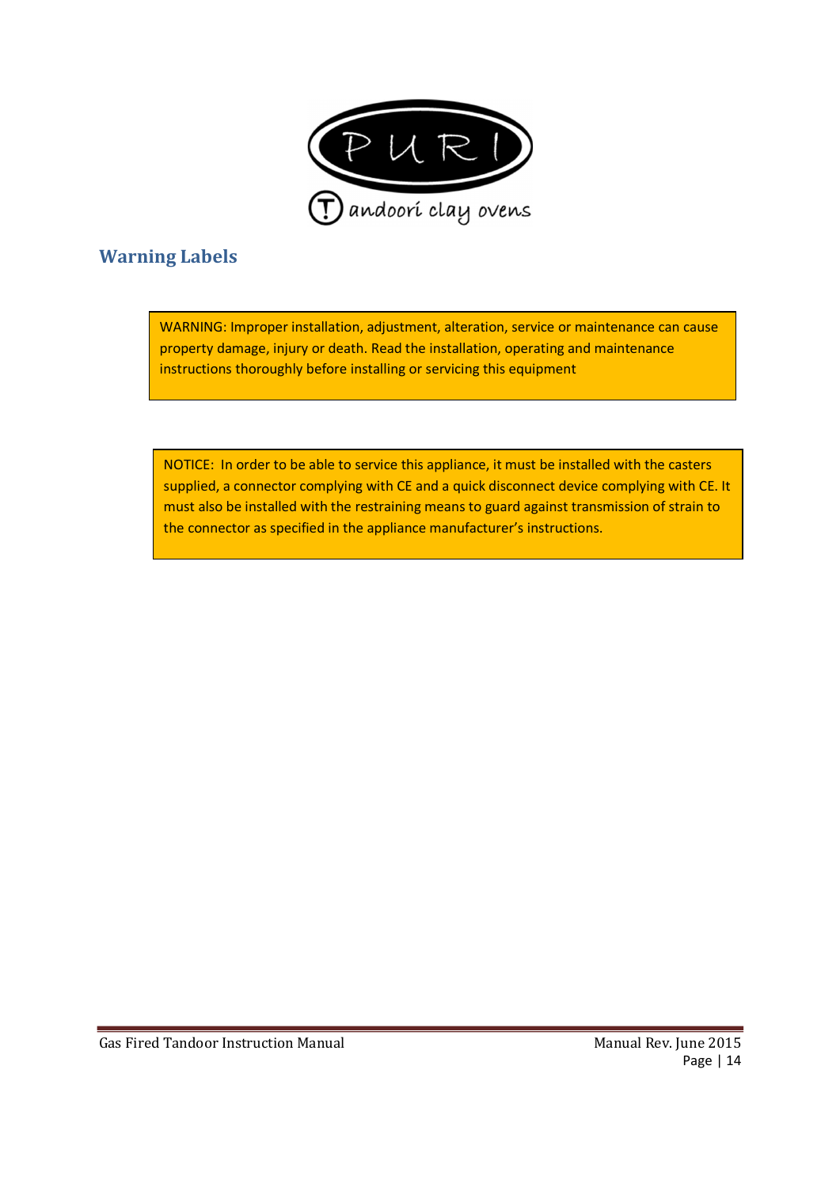## Warning Labels

WARNING: Improper installation, adjustment, alteration, service or maintenance can cause property damage, injury or death. Read the installation, operating and maintenance instructions thoroughly before installing or servicing this equipment

NOTICE: In order to be able to service this appliance, it must be installed with the casters supplied, a connector complying with CE and a quick disconnect device complying with CE. It must also be installed with the restraining means to guard against transmission of strain to the connector as specified in the appliance manufacturer's instructions.